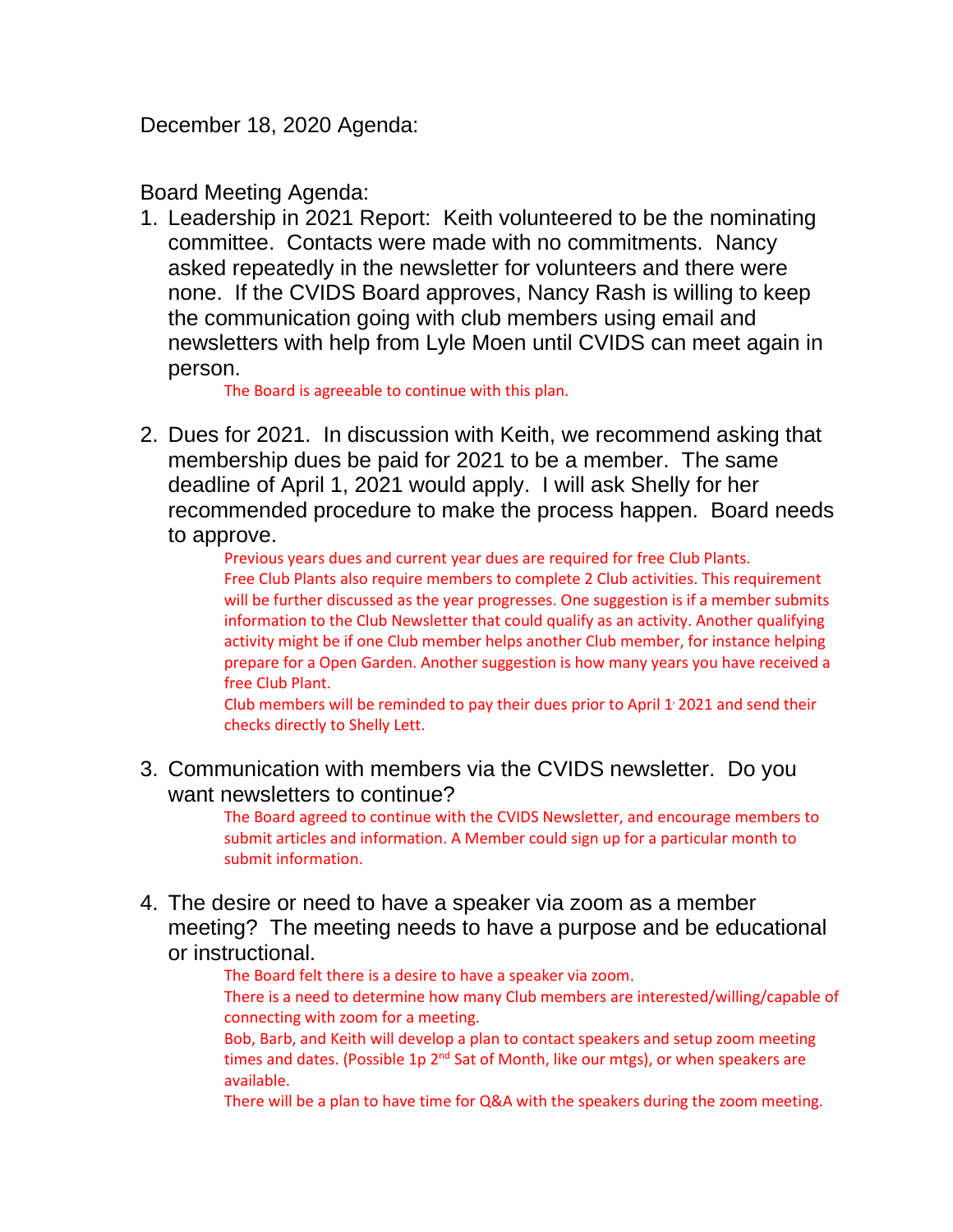December 18, 2020 Agenda:

Board Meeting Agenda:

1. Leadership in 2021 Report: Keith volunteered to be the nominating committee. Contacts were made with no commitments. Nancy asked repeatedly in the newsletter for volunteers and there were none. If the CVIDS Board approves, Nancy Rash is willing to keep the communication going with club members using email and newsletters with help from Lyle Moen until CVIDS can meet again in person.

   The Board is agreeable to continue with this plan.

2. Dues for 2021. In discussion with Keith, we recommend asking that membership dues be paid for 2021 to be a member. The same deadline of April 1, 2021 would apply. I will ask Shelly for her recommended procedure to make the process happen. Board needs to approve.

   Previous years dues and current year dues are required for free Club Plants.
   Free Club Plants also require members to complete 2 Club activities. This requirement will be further discussed as the year progresses. One suggestion is if a member submits information to the Club Newsletter that could qualify as an activity. Another qualifying activity might be if one Club member helps another Club member, for instance helping prepare for a Open Garden. Another suggestion is how many years you have received a free Club Plant.
   Club members will be reminded to pay their dues prior to April 1, 2021 and send their checks directly to Shelly Lett.

3. Communication with members via the CVIDS newsletter. Do you want newsletters to continue?

   The Board agreed to continue with the CVIDS Newsletter, and encourage members to submit articles and information. A Member could sign up for a particular month to submit information.

4. The desire or need to have a speaker via zoom as a member meeting? The meeting needs to have a purpose and be educational or instructional.

   The Board felt there is a desire to have a speaker via zoom.
   There is a need to determine how many Club members are interested/willing/capable of connecting with zoom for a meeting.
   Bob, Barb, and Keith will develop a plan to contact speakers and setup zoom meeting times and dates. (Possible 1p 2nd Sat of Month, like our mtgs), or when speakers are available.
   There will be a plan to have time for Q&A with the speakers during the zoom meeting.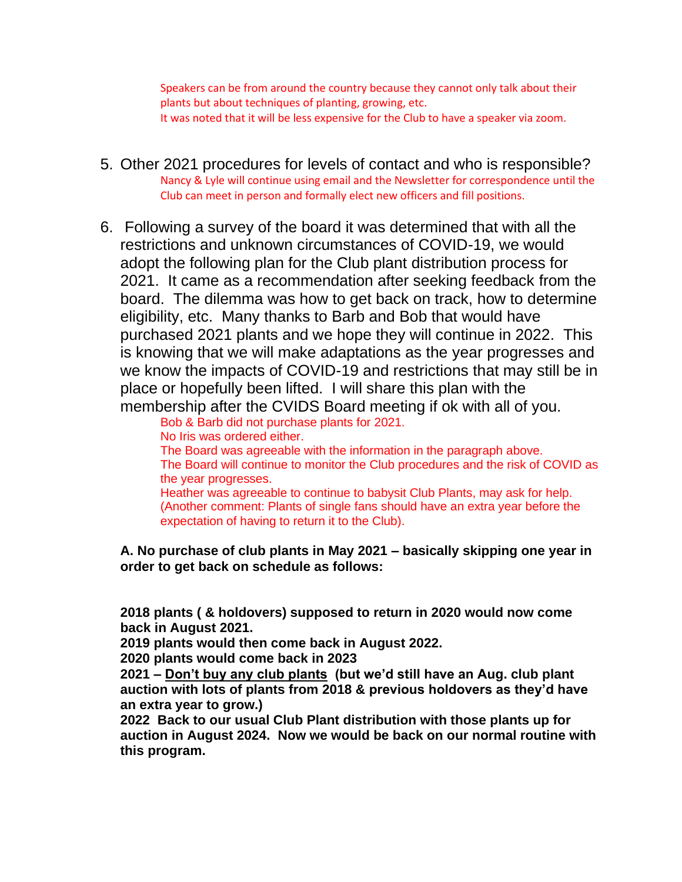Speakers can be from around the country because they cannot only talk about their plants but about techniques of planting, growing, etc.
It was noted that it will be less expensive for the Club to have a speaker via zoom.

5. Other 2021 procedures for levels of contact and who is responsible?
   Nancy & Lyle will continue using email and the Newsletter for correspondence until the Club can meet in person and formally elect new officers and fill positions.

6. Following a survey of the board it was determined that with all the restrictions and unknown circumstances of COVID-19, we would adopt the following plan for the Club plant distribution process for 2021. It came as a recommendation after seeking feedback from the board. The dilemma was how to get back on track, how to determine eligibility, etc. Many thanks to Barb and Bob that would have purchased 2021 plants and we hope they will continue in 2022. This is knowing that we will make adaptations as the year progresses and we know the impacts of COVID-19 and restrictions that may still be in place or hopefully been lifted. I will share this plan with the membership after the CVIDS Board meeting if ok with all of you.
   Bob & Barb did not purchase plants for 2021.
   No Iris was ordered either.
   The Board was agreeable with the information in the paragraph above.
   The Board will continue to monitor the Club procedures and the risk of COVID as the year progresses.
   Heather was agreeable to continue to babysit Club Plants, may ask for help.
   (Another comment: Plants of single fans should have an extra year before the expectation of having to return it to the Club).

   **A. No purchase of club plants in May 2021 – basically skipping one year in order to get back on schedule as follows:**

   **2018 plants ( & holdovers) supposed to return in 2020 would now come back in August 2021.**
   **2019 plants would then come back in August 2022.**
   **2020 plants would come back in 2023**
   **2021 – <u>Don't buy any club plants</u> (but we'd still have an Aug. club plant auction with lots of plants from 2018 & previous holdovers as they'd have an extra year to grow.)**
   **2022 Back to our usual Club Plant distribution with those plants up for auction in August 2024. Now we would be back on our normal routine with this program.**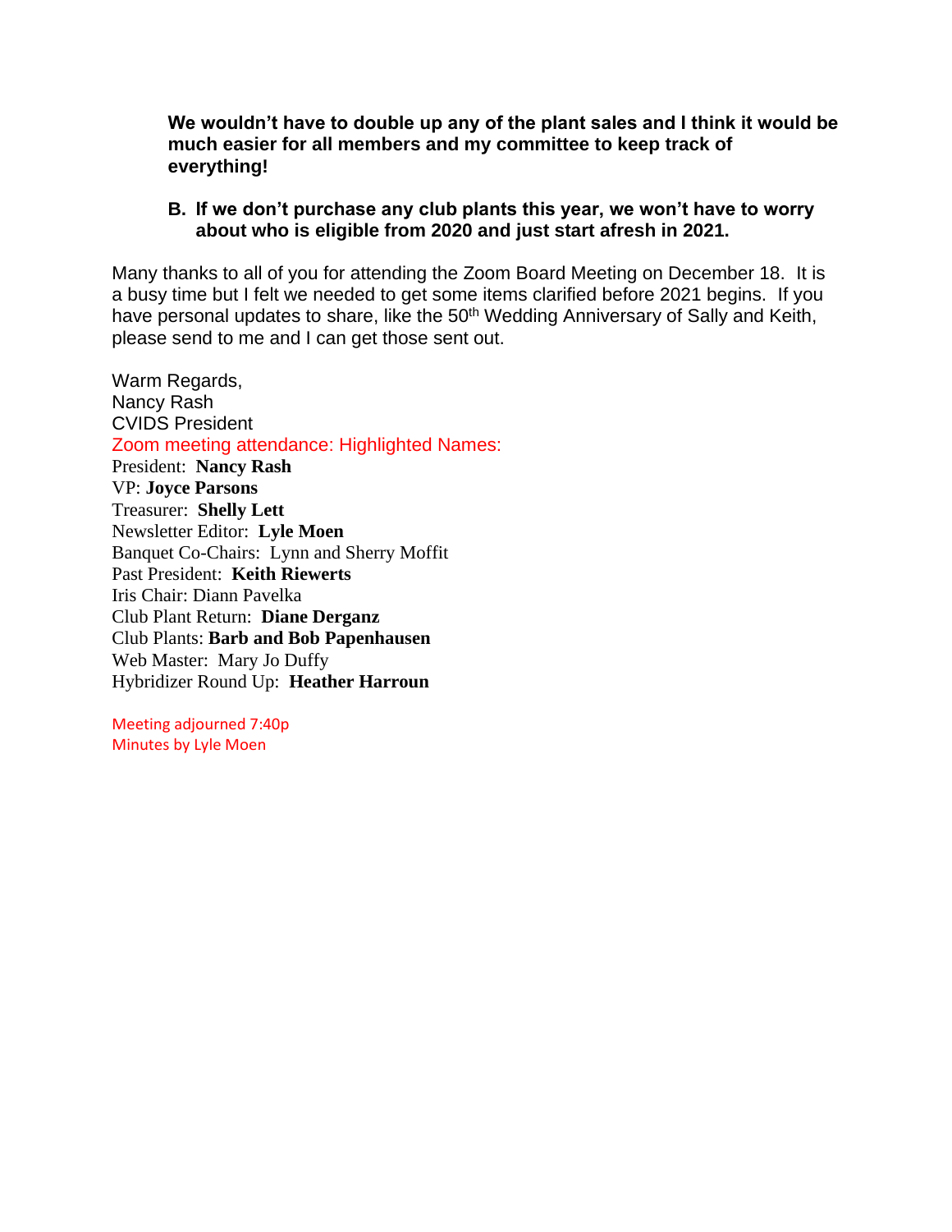**We wouldn't have to double up any of the plant sales and I think it would be much easier for all members and my committee to keep track of everything!**

**B. If we don't purchase any club plants this year, we won't have to worry about who is eligible from 2020 and just start afresh in 2021.**

Many thanks to all of you for attending the Zoom Board Meeting on December 18. It is a busy time but I felt we needed to get some items clarified before 2021 begins. If you have personal updates to share, like the 50th Wedding Anniversary of Sally and Keith, please send to me and I can get those sent out.

Warm Regards,
Nancy Rash
CVIDS President

Zoom meeting attendance: Highlighted Names:

President: **Nancy Rash**
VP: **Joyce Parsons**
Treasurer: **Shelly Lett**
Newsletter Editor: **Lyle Moen**
Banquet Co-Chairs: Lynn and Sherry Moffit
Past President: **Keith Riewerts**
Iris Chair: Diann Pavelka
Club Plant Return: **Diane Derganz**
Club Plants: **Barb and Bob Papenhausen**
Web Master: Mary Jo Duffy
Hybridizer Round Up: **Heather Harroun**

Meeting adjourned 7:40p
Minutes by Lyle Moen